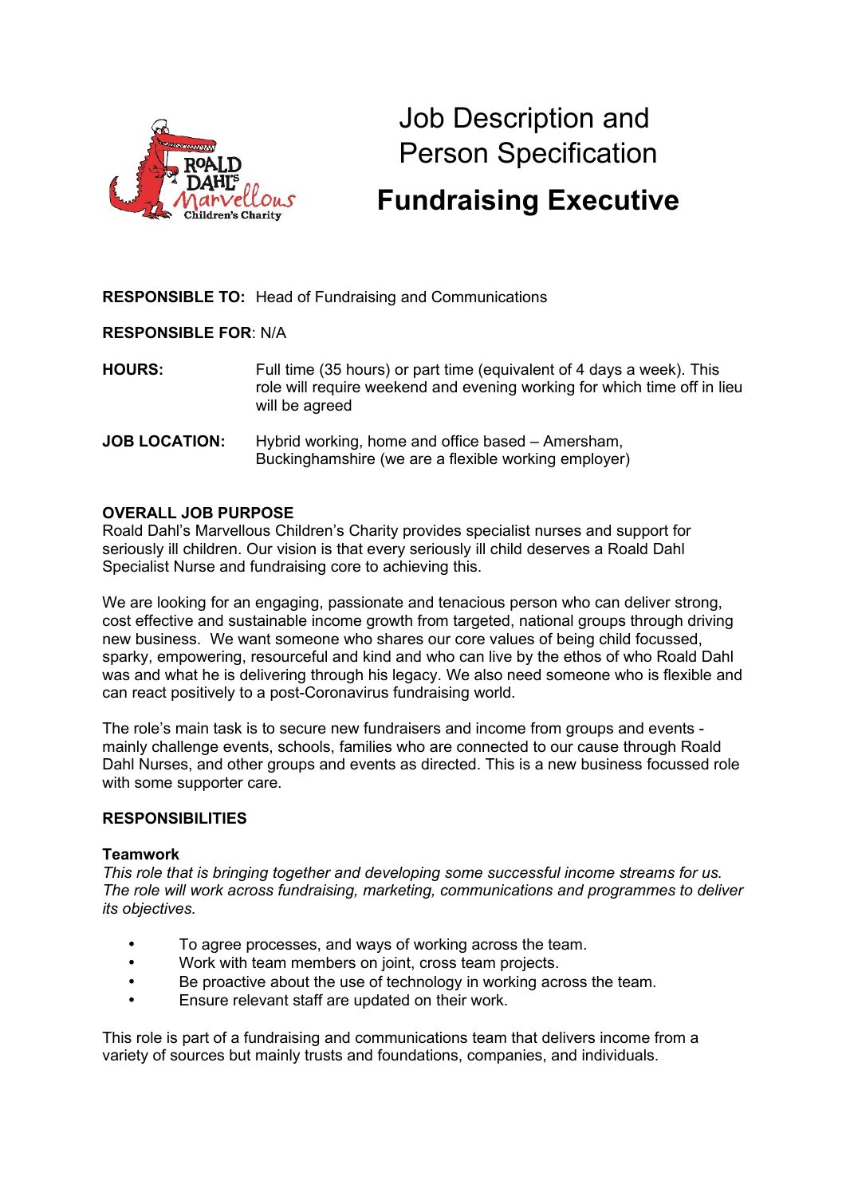# Job Description and Person Specification

## Fundraising Executive

**RESPONSIBLE TO:** Head of Fundraising and Communications

**RESPONSIBLE FOR**: N/A

**HOURS:** Full time (35 hours) or part time (equivalent of 4 days a week). This role will require weekend and evening working for which time off in lieu will be agreed

**JOB LOCATION:** Hybrid working, home and office based – Amersham, Buckinghamshire (we are a flexible working employer)

**OVERALL JOB PURPOSE**

Roald Dahl's Marvellous Children's Charity provides specialist nurses and support for seriously ill children. Our vision is that every seriously ill child deserves a Roald Dahl Specialist Nurse and fundraising core to achieving this.

We are looking for an engaging, passionate and tenacious person who can deliver strong, cost effective and sustainable income growth from targeted, national groups through driving new business. We want someone who shares our core values of being child focussed, sparky, empowering, resourceful and kind and who can live by the ethos of who Roald Dahl was and what he is delivering through his legacy. We also need someone who is flexible and can react positively to a post-Coronavirus fundraising world.

The role's main task is to secure new fundraisers and income from groups and events - mainly challenge events, schools, families who are connected to our cause through Roald Dahl Nurses, and other groups and events as directed. This is a new business focussed role with some supporter care.

**RESPONSIBILITIES**

**Teamwork**

*This role that is bringing together and developing some successful income streams for us. The role will work across fundraising, marketing, communications and programmes to deliver its objectives.*

- To agree processes, and ways of working across the team.
- Work with team members on joint, cross team projects.
- Be proactive about the use of technology in working across the team.
- Ensure relevant staff are updated on their work.

This role is part of a fundraising and communications team that delivers income from a variety of sources but mainly trusts and foundations, companies, and individuals.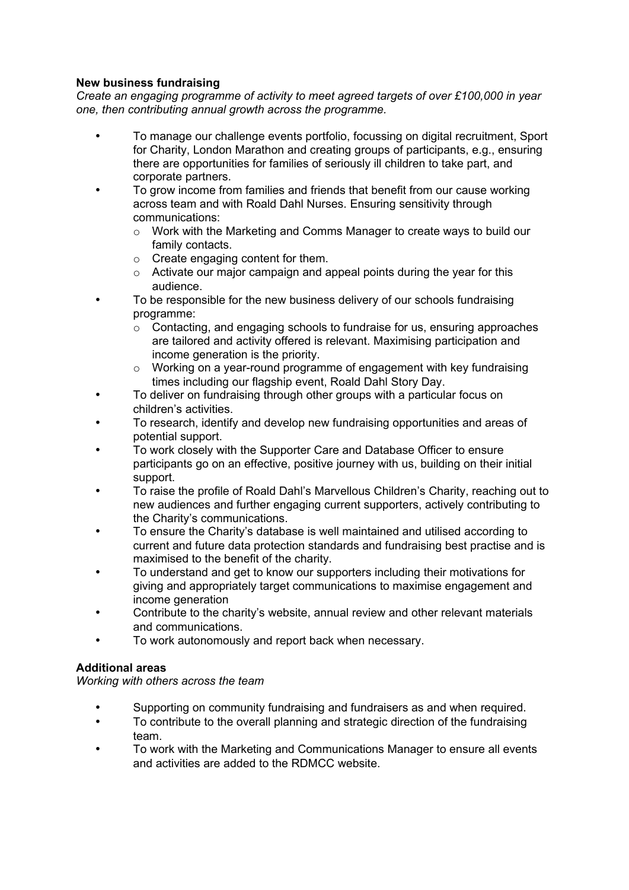**New business fundraising**

*Create an engaging programme of activity to meet agreed targets of over £100,000 in year one, then contributing annual growth across the programme.*

- To manage our challenge events portfolio, focussing on digital recruitment, Sport for Charity, London Marathon and creating groups of participants, e.g., ensuring there are opportunities for families of seriously ill children to take part, and corporate partners.
- To grow income from families and friends that benefit from our cause working across team and with Roald Dahl Nurses. Ensuring sensitivity through communications:
  - Work with the Marketing and Comms Manager to create ways to build our family contacts.
  - Create engaging content for them.
  - Activate our major campaign and appeal points during the year for this audience.
- To be responsible for the new business delivery of our schools fundraising programme:
  - Contacting, and engaging schools to fundraise for us, ensuring approaches are tailored and activity offered is relevant. Maximising participation and income generation is the priority.
  - Working on a year-round programme of engagement with key fundraising times including our flagship event, Roald Dahl Story Day.
- To deliver on fundraising through other groups with a particular focus on children's activities.
- To research, identify and develop new fundraising opportunities and areas of potential support.
- To work closely with the Supporter Care and Database Officer to ensure participants go on an effective, positive journey with us, building on their initial support.
- To raise the profile of Roald Dahl's Marvellous Children's Charity, reaching out to new audiences and further engaging current supporters, actively contributing to the Charity's communications.
- To ensure the Charity's database is well maintained and utilised according to current and future data protection standards and fundraising best practise and is maximised to the benefit of the charity.
- To understand and get to know our supporters including their motivations for giving and appropriately target communications to maximise engagement and income generation
- Contribute to the charity's website, annual review and other relevant materials and communications.
- To work autonomously and report back when necessary.

**Additional areas**

*Working with others across the team*

- Supporting on community fundraising and fundraisers as and when required.
- To contribute to the overall planning and strategic direction of the fundraising team.
- To work with the Marketing and Communications Manager to ensure all events and activities are added to the RDMCC website.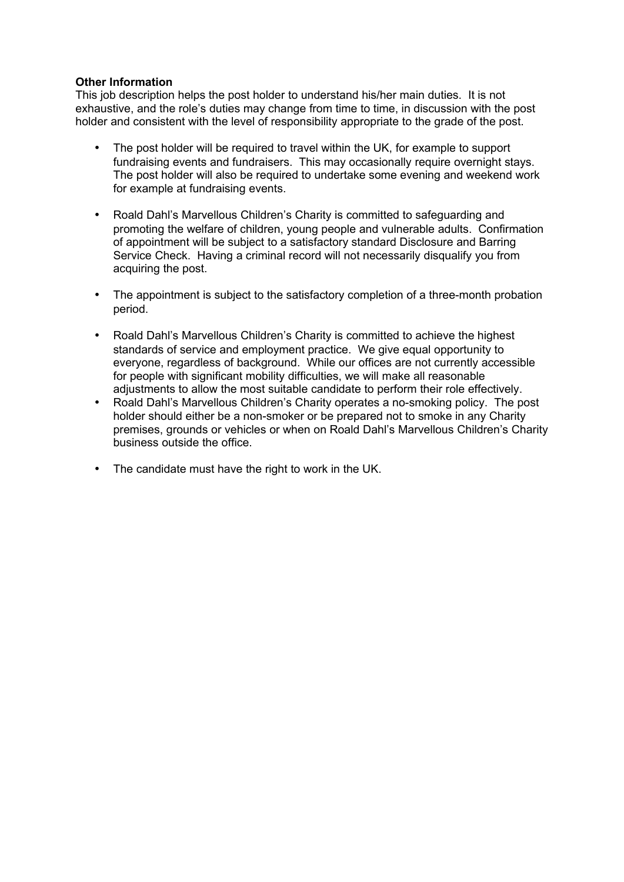**Other Information**

This job description helps the post holder to understand his/her main duties. It is not exhaustive, and the role's duties may change from time to time, in discussion with the post holder and consistent with the level of responsibility appropriate to the grade of the post.

- The post holder will be required to travel within the UK, for example to support fundraising events and fundraisers. This may occasionally require overnight stays. The post holder will also be required to undertake some evening and weekend work for example at fundraising events.

- Roald Dahl's Marvellous Children's Charity is committed to safeguarding and promoting the welfare of children, young people and vulnerable adults. Confirmation of appointment will be subject to a satisfactory standard Disclosure and Barring Service Check. Having a criminal record will not necessarily disqualify you from acquiring the post.

- The appointment is subject to the satisfactory completion of a three-month probation period.

- Roald Dahl's Marvellous Children's Charity is committed to achieve the highest standards of service and employment practice. We give equal opportunity to everyone, regardless of background. While our offices are not currently accessible for people with significant mobility difficulties, we will make all reasonable adjustments to allow the most suitable candidate to perform their role effectively.
- Roald Dahl's Marvellous Children's Charity operates a no-smoking policy. The post holder should either be a non-smoker or be prepared not to smoke in any Charity premises, grounds or vehicles or when on Roald Dahl's Marvellous Children's Charity business outside the office.

- The candidate must have the right to work in the UK.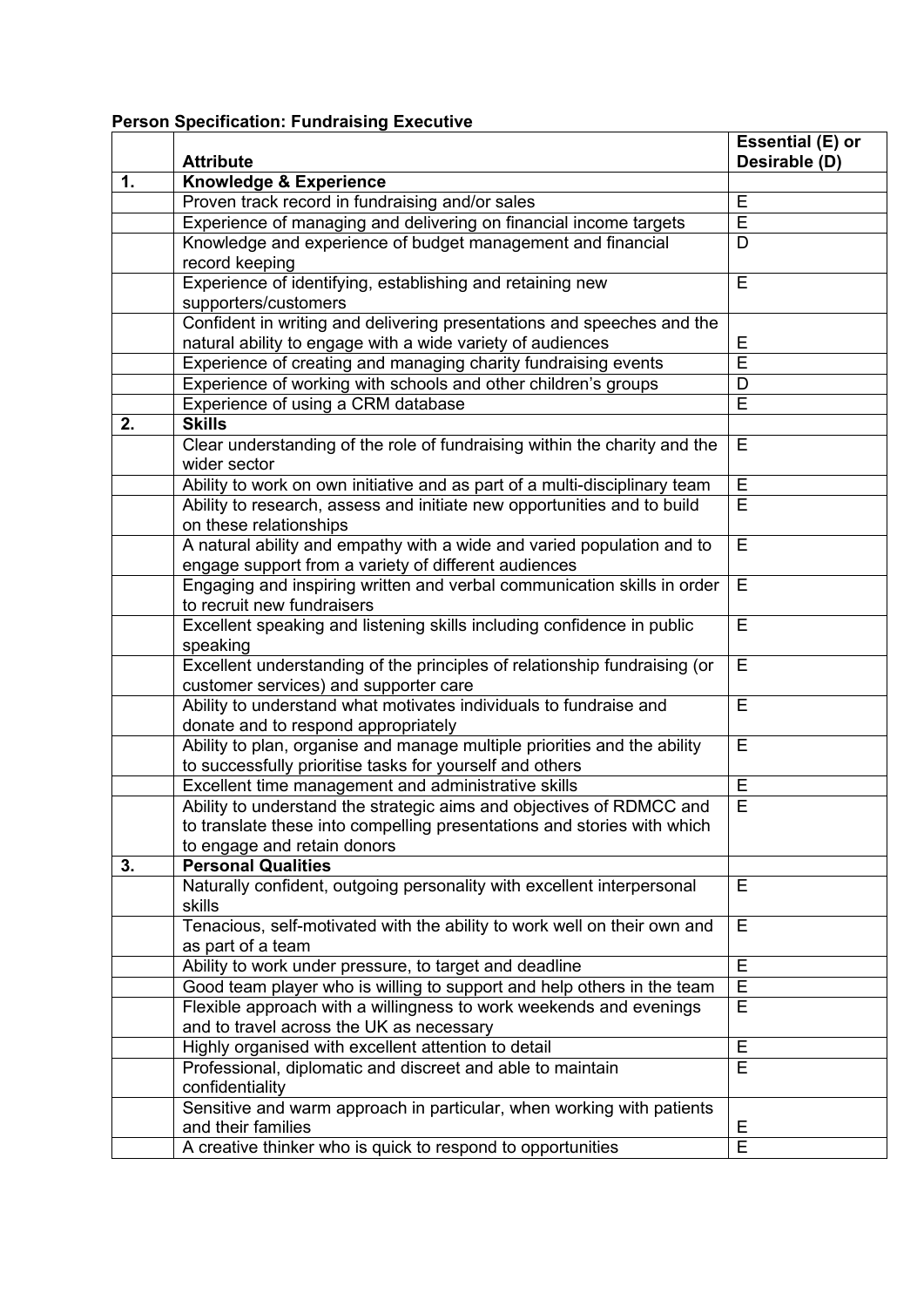**Person Specification: Fundraising Executive**

| | Attribute | Essential (E) or Desirable (D) |
|---|---|---|
| **1.** | **Knowledge & Experience** | |
| | Proven track record in fundraising and/or sales | E |
| | Experience of managing and delivering on financial income targets | E |
| | Knowledge and experience of budget management and financial record keeping | D |
| | Experience of identifying, establishing and retaining new supporters/customers | E |
| | Confident in writing and delivering presentations and speeches and the natural ability to engage with a wide variety of audiences | E |
| | Experience of creating and managing charity fundraising events | E |
| | Experience of working with schools and other children's groups | D |
| | Experience of using a CRM database | E |
| **2.** | **Skills** | |
| | Clear understanding of the role of fundraising within the charity and the wider sector | E |
| | Ability to work on own initiative and as part of a multi-disciplinary team | E |
| | Ability to research, assess and initiate new opportunities and to build on these relationships | E |
| | A natural ability and empathy with a wide and varied population and to engage support from a variety of different audiences | E |
| | Engaging and inspiring written and verbal communication skills in order to recruit new fundraisers | E |
| | Excellent speaking and listening skills including confidence in public speaking | E |
| | Excellent understanding of the principles of relationship fundraising (or customer services) and supporter care | E |
| | Ability to understand what motivates individuals to fundraise and donate and to respond appropriately | E |
| | Ability to plan, organise and manage multiple priorities and the ability to successfully prioritise tasks for yourself and others | E |
| | Excellent time management and administrative skills | E |
| | Ability to understand the strategic aims and objectives of RDMCC and to translate these into compelling presentations and stories with which to engage and retain donors | E |
| **3.** | **Personal Qualities** | |
| | Naturally confident, outgoing personality with excellent interpersonal skills | E |
| | Tenacious, self-motivated with the ability to work well on their own and as part of a team | E |
| | Ability to work under pressure, to target and deadline | E |
| | Good team player who is willing to support and help others in the team | E |
| | Flexible approach with a willingness to work weekends and evenings and to travel across the UK as necessary | E |
| | Highly organised with excellent attention to detail | E |
| | Professional, diplomatic and discreet and able to maintain confidentiality | E |
| | Sensitive and warm approach in particular, when working with patients and their families | E |
| | A creative thinker who is quick to respond to opportunities | E |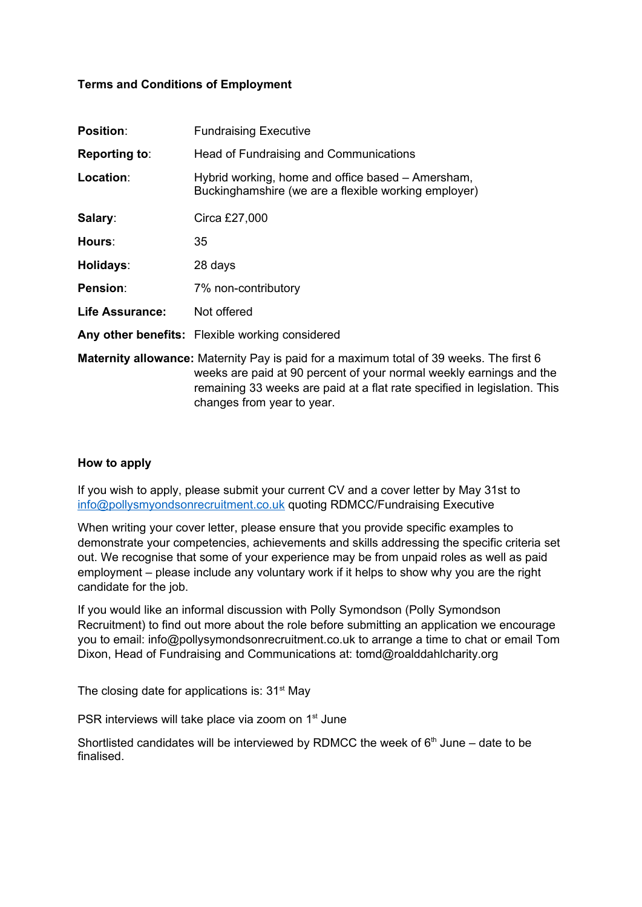**Terms and Conditions of Employment**

| | |
|---|---|
| **Position**: | Fundraising Executive |
| **Reporting to**: | Head of Fundraising and Communications |
| **Location**: | Hybrid working, home and office based – Amersham, Buckinghamshire (we are a flexible working employer) |
| **Salary**: | Circa £27,000 |
| **Hours**: | 35 |
| **Holidays**: | 28 days |
| **Pension**: | 7% non-contributory |
| **Life Assurance:** | Not offered |
| **Any other benefits:** | Flexible working considered |
| **Maternity allowance:** | Maternity Pay is paid for a maximum total of 39 weeks. The first 6 weeks are paid at 90 percent of your normal weekly earnings and the remaining 33 weeks are paid at a flat rate specified in legislation. This changes from year to year. |

**How to apply**

If you wish to apply, please submit your current CV and a cover letter by May 31st to info@pollysmyondsonrecruitment.co.uk quoting RDMCC/Fundraising Executive

When writing your cover letter, please ensure that you provide specific examples to demonstrate your competencies, achievements and skills addressing the specific criteria set out. We recognise that some of your experience may be from unpaid roles as well as paid employment – please include any voluntary work if it helps to show why you are the right candidate for the job.

If you would like an informal discussion with Polly Symondson (Polly Symondson Recruitment) to find out more about the role before submitting an application we encourage you to email: info@pollysymondsonrecruitment.co.uk to arrange a time to chat or email Tom Dixon, Head of Fundraising and Communications at: tomd@roalddahlcharity.org

The closing date for applications is: 31st May

PSR interviews will take place via zoom on 1st June

Shortlisted candidates will be interviewed by RDMCC the week of 6th June – date to be finalised.